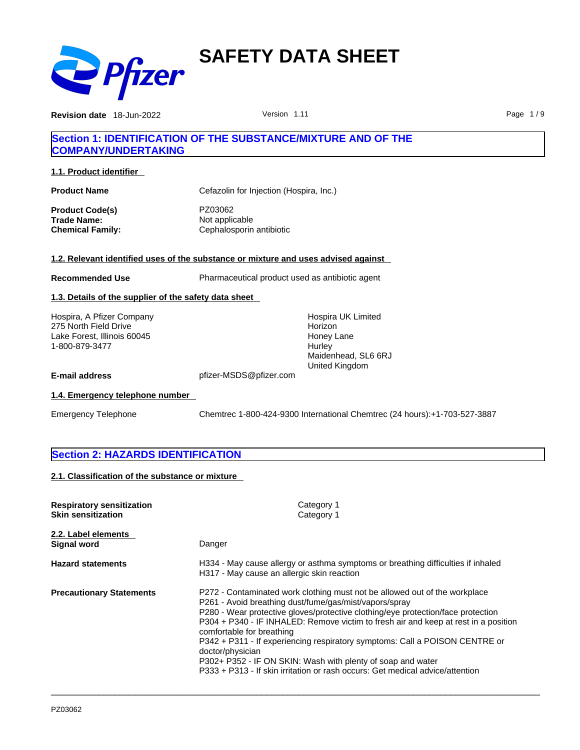# SAFETY DATA SHEET

**Revision date** 18-Jun-2022 Version 1.11

## Section 1: IDENTIFICATION OF THE SUBSTANCE/MIXTURE AND OF THE COMPANY/UNDERTAKING

### 1.1. Product identifier

| | |
|---|---|
| **Product Name** | Cefazolin for Injection (Hospira, Inc.) |
| **Product Code(s)** | PZ03062 |
| **Trade Name:** | Not applicable |
| **Chemical Family:** | Cephalosporin antibiotic |

### 1.2. Relevant identified uses of the substance or mixture and uses advised against

**Recommended Use** Pharmaceutical product used as antibiotic agent

### 1.3. Details of the supplier of the safety data sheet

Hospira, A Pfizer Company
275 North Field Drive
Lake Forest, Illinois 60045
1-800-879-3477

Hospira UK Limited
Horizon
Honey Lane
Hurley
Maidenhead, SL6 6RJ
United Kingdom

**E-mail address** pfizer-MSDS@pfizer.com

### 1.4. Emergency telephone number

Emergency Telephone Chemtrec 1-800-424-9300 International Chemtrec (24 hours):+1-703-527-3887

## Section 2: HAZARDS IDENTIFICATION

### 2.1. Classification of the substance or mixture

| | |
|---|---|
| **Respiratory sensitization** | Category 1 |
| **Skin sensitization** | Category 1 |

### 2.2. Label elements

**Signal word** Danger

**Hazard statements**

H334 - May cause allergy or asthma symptoms or breathing difficulties if inhaled
H317 - May cause an allergic skin reaction

**Precautionary Statements**

P272 - Contaminated work clothing must not be allowed out of the workplace
P261 - Avoid breathing dust/fume/gas/mist/vapors/spray
P280 - Wear protective gloves/protective clothing/eye protection/face protection
P304 + P340 - IF INHALED: Remove victim to fresh air and keep at rest in a position comfortable for breathing
P342 + P311 - If experiencing respiratory symptoms: Call a POISON CENTRE or doctor/physician
P302+ P352 - IF ON SKIN: Wash with plenty of soap and water
P333 + P313 - If skin irritation or rash occurs: Get medical advice/attention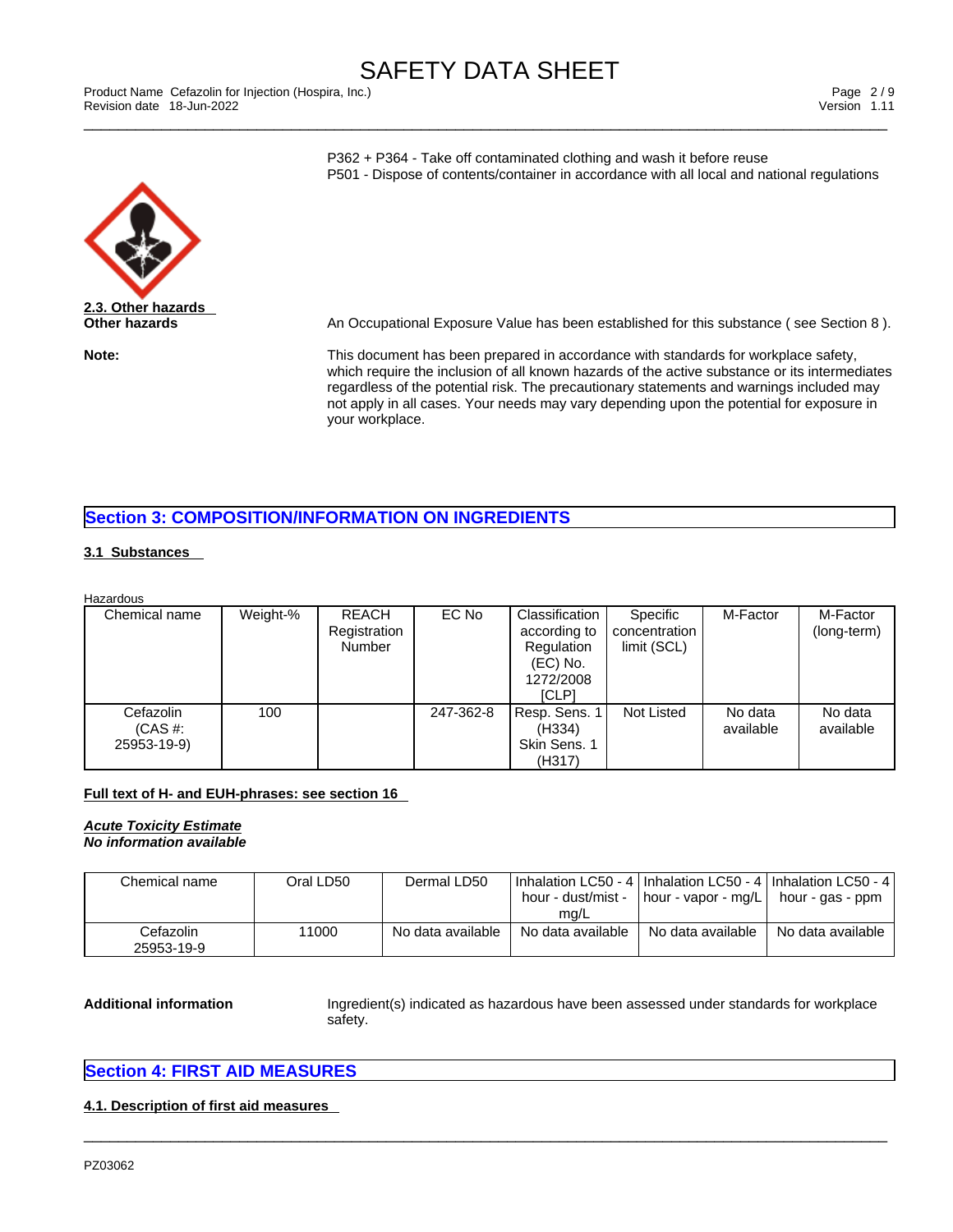P362 + P364 - Take off contaminated clothing and wash it before reuse
P501 - Dispose of contents/container in accordance with all local and national regulations

**2.3. Other hazards**

**Other hazards** An Occupational Exposure Value has been established for this substance ( see Section 8 ).

**Note:** This document has been prepared in accordance with standards for workplace safety, which require the inclusion of all known hazards of the active substance or its intermediates regardless of the potential risk. The precautionary statements and warnings included may not apply in all cases. Your needs may vary depending upon the potential for exposure in your workplace.

## Section 3: COMPOSITION/INFORMATION ON INGREDIENTS

**3.1 Substances**

Hazardous

| Chemical name | Weight-% | REACH Registration Number | EC No | Classification according to Regulation (EC) No. 1272/2008 [CLP] | Specific concentration limit (SCL) | M-Factor | M-Factor (long-term) |
|---|---|---|---|---|---|---|---|
| Cefazolin (CAS #: 25953-19-9) | 100 | | 247-362-8 | Resp. Sens. 1 (H334) Skin Sens. 1 (H317) | Not Listed | No data available | No data available |

**Full text of H- and EUH-phrases: see section 16**

***Acute Toxicity Estimate***
***No information available***

| Chemical name | Oral LD50 | Dermal LD50 | Inhalation LC50 - 4 hour - dust/mist - mg/L | Inhalation LC50 - 4 hour - vapor - mg/L | Inhalation LC50 - 4 hour - gas - ppm |
|---|---|---|---|---|---|
| Cefazolin 25953-19-9 | 11000 | No data available | No data available | No data available | No data available |

**Additional information** Ingredient(s) indicated as hazardous have been assessed under standards for workplace safety.

## Section 4: FIRST AID MEASURES

**4.1. Description of first aid measures**

PZ03062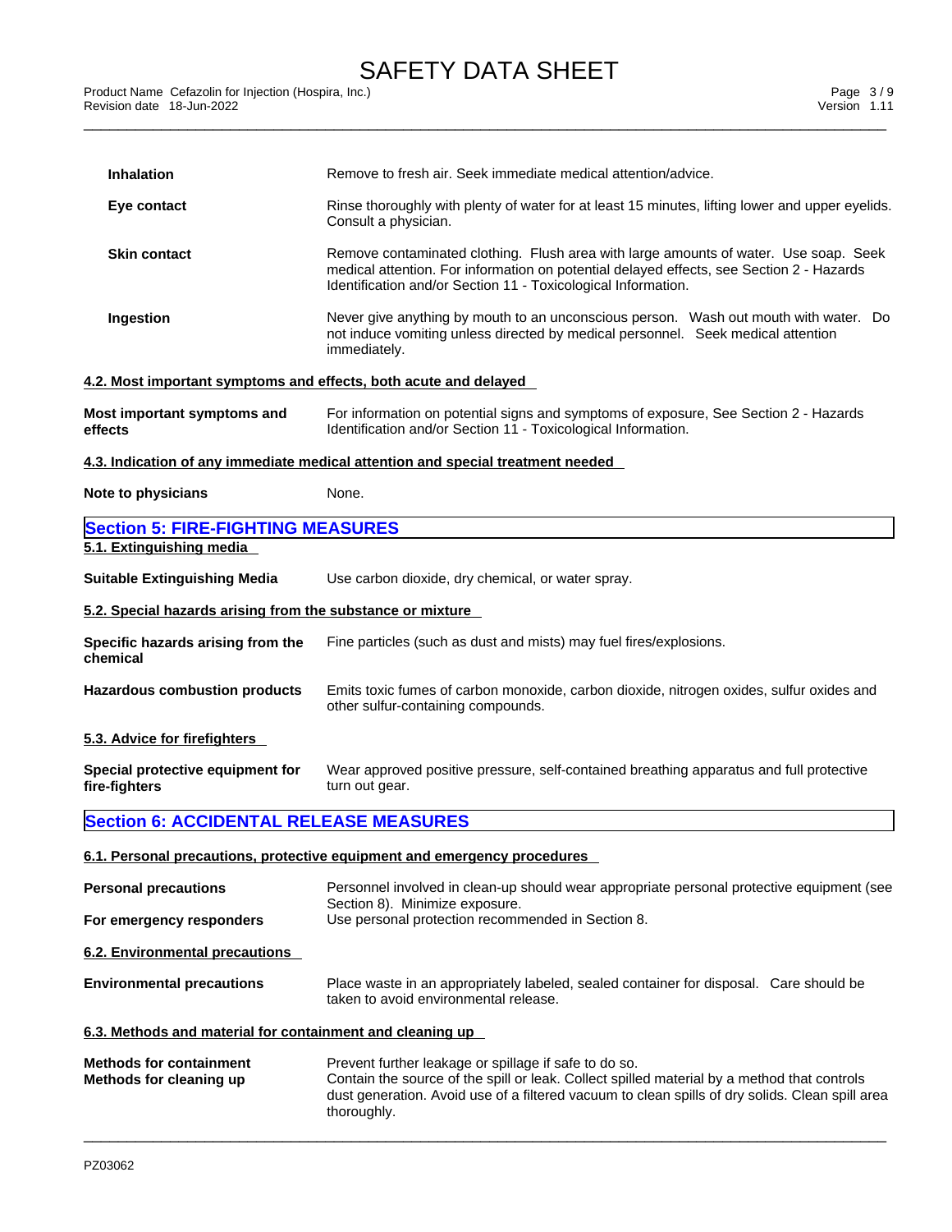| | |
|---|---|
| **Inhalation** | Remove to fresh air. Seek immediate medical attention/advice. |
| **Eye contact** | Rinse thoroughly with plenty of water for at least 15 minutes, lifting lower and upper eyelids. Consult a physician. |
| **Skin contact** | Remove contaminated clothing. Flush area with large amounts of water. Use soap. Seek medical attention. For information on potential delayed effects, see Section 2 - Hazards Identification and/or Section 11 - Toxicological Information. |
| **Ingestion** | Never give anything by mouth to an unconscious person. Wash out mouth with water. Do not induce vomiting unless directed by medical personnel. Seek medical attention immediately. |

### 4.2. Most important symptoms and effects, both acute and delayed

| | |
|---|---|
| **Most important symptoms and effects** | For information on potential signs and symptoms of exposure, See Section 2 - Hazards Identification and/or Section 11 - Toxicological Information. |

### 4.3. Indication of any immediate medical attention and special treatment needed

| | |
|---|---|
| **Note to physicians** | None. |

## Section 5: FIRE-FIGHTING MEASURES

### 5.1. Extinguishing media

| | |
|---|---|
| **Suitable Extinguishing Media** | Use carbon dioxide, dry chemical, or water spray. |

### 5.2. Special hazards arising from the substance or mixture

| | |
|---|---|
| **Specific hazards arising from the chemical** | Fine particles (such as dust and mists) may fuel fires/explosions. |
| **Hazardous combustion products** | Emits toxic fumes of carbon monoxide, carbon dioxide, nitrogen oxides, sulfur oxides and other sulfur-containing compounds. |

### 5.3. Advice for firefighters

| | |
|---|---|
| **Special protective equipment for fire-fighters** | Wear approved positive pressure, self-contained breathing apparatus and full protective turn out gear. |

## Section 6: ACCIDENTAL RELEASE MEASURES

### 6.1. Personal precautions, protective equipment and emergency procedures

| | |
|---|---|
| **Personal precautions** | Personnel involved in clean-up should wear appropriate personal protective equipment (see Section 8). Minimize exposure. |
| **For emergency responders** | Use personal protection recommended in Section 8. |

### 6.2. Environmental precautions

| | |
|---|---|
| **Environmental precautions** | Place waste in an appropriately labeled, sealed container for disposal. Care should be taken to avoid environmental release. |

### 6.3. Methods and material for containment and cleaning up

| | |
|---|---|
| **Methods for containment** | Prevent further leakage or spillage if safe to do so. |
| **Methods for cleaning up** | Contain the source of the spill or leak. Collect spilled material by a method that controls dust generation. Avoid use of a filtered vacuum to clean spills of dry solids. Clean spill area thoroughly. |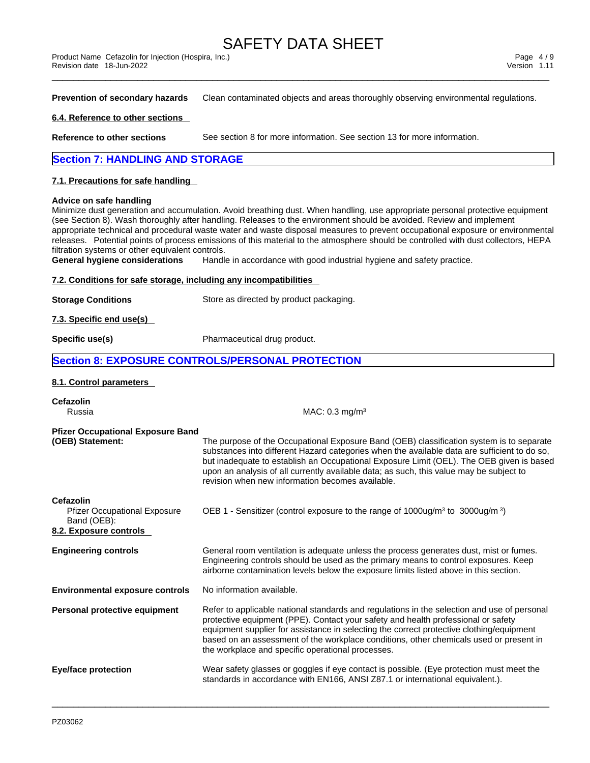**Prevention of secondary hazards** Clean contaminated objects and areas thoroughly observing environmental regulations.

### 6.4. Reference to other sections

**Reference to other sections** See section 8 for more information. See section 13 for more information.

## Section 7: HANDLING AND STORAGE

### 7.1. Precautions for safe handling

**Advice on safe handling**
Minimize dust generation and accumulation. Avoid breathing dust. When handling, use appropriate personal protective equipment (see Section 8). Wash thoroughly after handling. Releases to the environment should be avoided. Review and implement appropriate technical and procedural waste water and waste disposal measures to prevent occupational exposure or environmental releases. Potential points of process emissions of this material to the atmosphere should be controlled with dust collectors, HEPA filtration systems or other equivalent controls.

**General hygiene considerations** Handle in accordance with good industrial hygiene and safety practice.

### 7.2. Conditions for safe storage, including any incompatibilities

**Storage Conditions** Store as directed by product packaging.

### 7.3. Specific end use(s)

**Specific use(s)** Pharmaceutical drug product.

## Section 8: EXPOSURE CONTROLS/PERSONAL PROTECTION

### 8.1. Control parameters

**Cefazolin**
Russia MAC: 0.3 mg/m³

**Pfizer Occupational Exposure Band (OEB) Statement:** The purpose of the Occupational Exposure Band (OEB) classification system is to separate substances into different Hazard categories when the available data are sufficient to do so, but inadequate to establish an Occupational Exposure Limit (OEL). The OEB given is based upon an analysis of all currently available data; as such, this value may be subject to revision when new information becomes available.

**Cefazolin**
Pfizer Occupational Exposure Band (OEB): OEB 1 - Sensitizer (control exposure to the range of 1000ug/m³ to 3000ug/m³)

### 8.2. Exposure controls

**Engineering controls** General room ventilation is adequate unless the process generates dust, mist or fumes. Engineering controls should be used as the primary means to control exposures. Keep airborne contamination levels below the exposure limits listed above in this section.

**Environmental exposure controls** No information available.

**Personal protective equipment** Refer to applicable national standards and regulations in the selection and use of personal protective equipment (PPE). Contact your safety and health professional or safety equipment supplier for assistance in selecting the correct protective clothing/equipment based on an assessment of the workplace conditions, other chemicals used or present in the workplace and specific operational processes.

**Eye/face protection** Wear safety glasses or goggles if eye contact is possible. (Eye protection must meet the standards in accordance with EN166, ANSI Z87.1 or international equivalent.).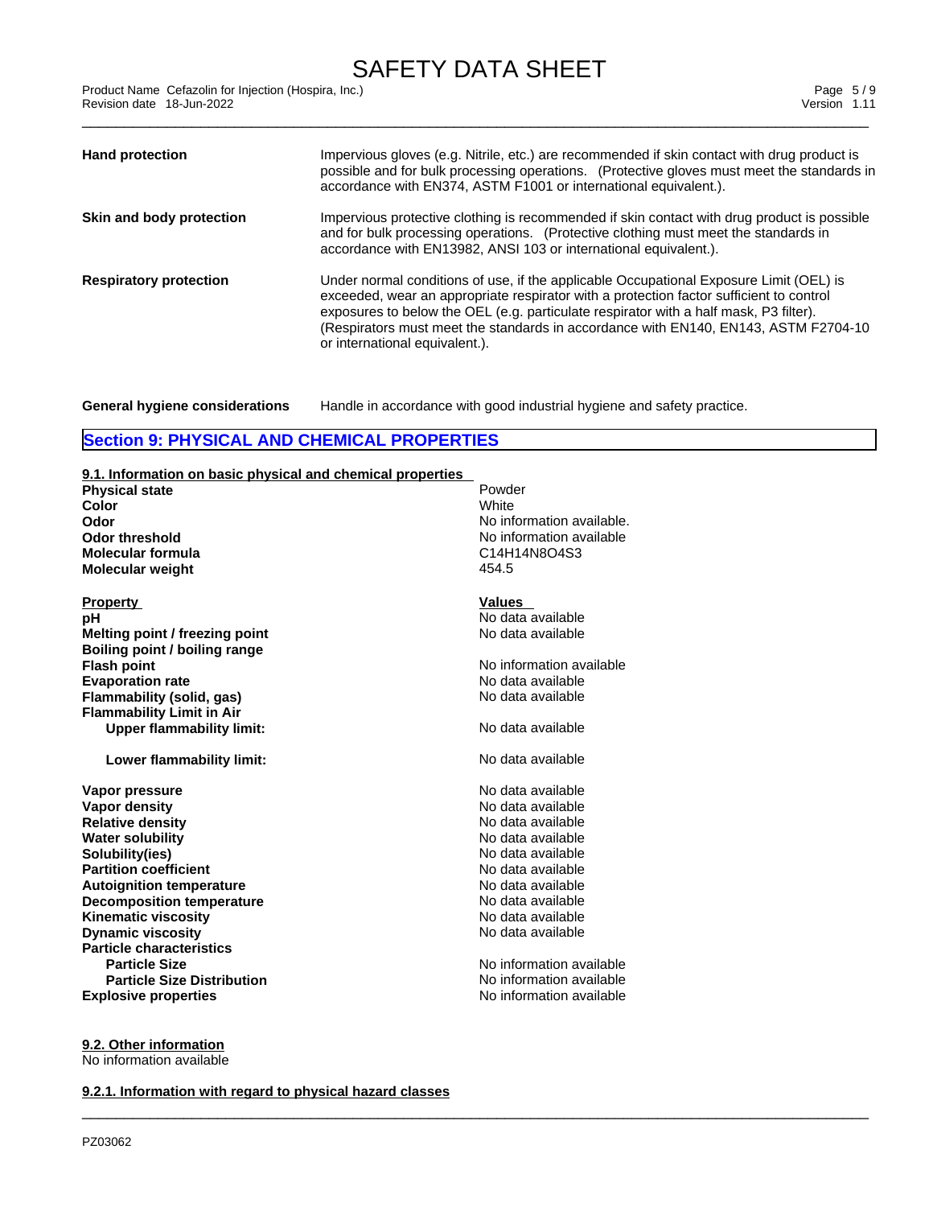| | |
|---|---|
| **Hand protection** | Impervious gloves (e.g. Nitrile, etc.) are recommended if skin contact with drug product is possible and for bulk processing operations. (Protective gloves must meet the standards in accordance with EN374, ASTM F1001 or international equivalent.). |
| **Skin and body protection** | Impervious protective clothing is recommended if skin contact with drug product is possible and for bulk processing operations. (Protective clothing must meet the standards in accordance with EN13982, ANSI 103 or international equivalent.). |
| **Respiratory protection** | Under normal conditions of use, if the applicable Occupational Exposure Limit (OEL) is exceeded, wear an appropriate respirator with a protection factor sufficient to control exposures to below the OEL (e.g. particulate respirator with a half mask, P3 filter). (Respirators must meet the standards in accordance with EN140, EN143, ASTM F2704-10 or international equivalent.). |

**General hygiene considerations** Handle in accordance with good industrial hygiene and safety practice.

## Section 9: PHYSICAL AND CHEMICAL PROPERTIES

### 9.1. Information on basic physical and chemical properties

| | |
|---|---|
| **Physical state** | Powder |
| **Color** | White |
| **Odor** | No information available. |
| **Odor threshold** | No information available |
| **Molecular formula** | C14H14N8O4S3 |
| **Molecular weight** | 454.5 |

| **Property** | **Values** |
|---|---|
| **pH** | No data available |
| **Melting point / freezing point** | No data available |
| **Boiling point / boiling range** | |
| **Flash point** | No information available |
| **Evaporation rate** | No data available |
| **Flammability (solid, gas)** | No data available |
| **Flammability Limit in Air** | |
| **Upper flammability limit:** | No data available |
| **Lower flammability limit:** | No data available |
| **Vapor pressure** | No data available |
| **Vapor density** | No data available |
| **Relative density** | No data available |
| **Water solubility** | No data available |
| **Solubility(ies)** | No data available |
| **Partition coefficient** | No data available |
| **Autoignition temperature** | No data available |
| **Decomposition temperature** | No data available |
| **Kinematic viscosity** | No data available |
| **Dynamic viscosity** | No data available |
| **Particle characteristics** | |
| **Particle Size** | No information available |
| **Particle Size Distribution** | No information available |
| **Explosive properties** | No information available |

### 9.2. Other information

No information available

### 9.2.1. Information with regard to physical hazard classes

PZ03062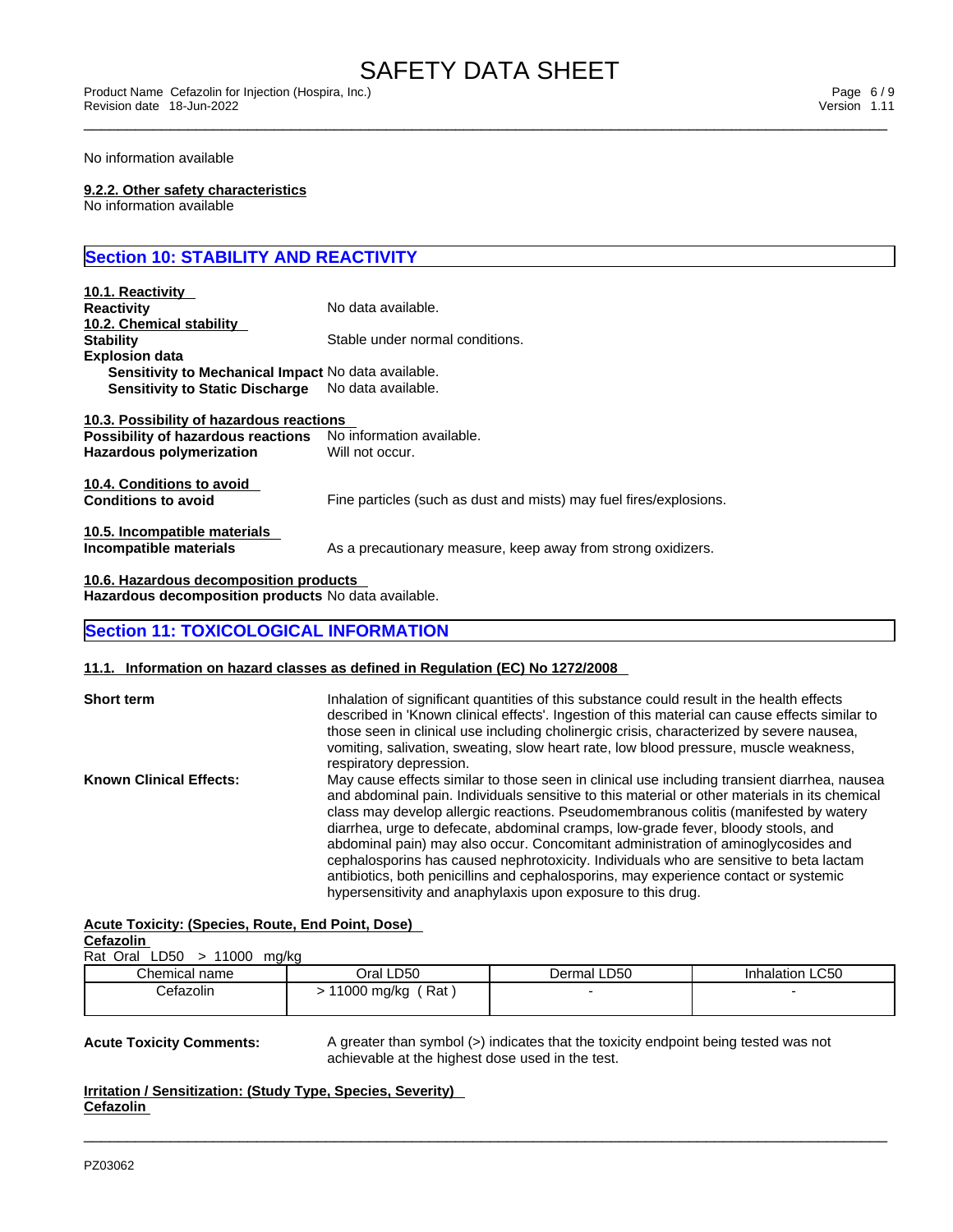No information available

**9.2.2. Other safety characteristics**

No information available

## Section 10: STABILITY AND REACTIVITY

**10.1. Reactivity**

**Reactivity** No data available.

**10.2. Chemical stability**

**Stability** Stable under normal conditions.

**Explosion data**

**Sensitivity to Mechanical Impact** No data available.

**Sensitivity to Static Discharge** No data available.

**10.3. Possibility of hazardous reactions**

**Possibility of hazardous reactions** No information available.

**Hazardous polymerization** Will not occur.

**10.4. Conditions to avoid**

**Conditions to avoid** Fine particles (such as dust and mists) may fuel fires/explosions.

**10.5. Incompatible materials**

**Incompatible materials** As a precautionary measure, keep away from strong oxidizers.

**10.6. Hazardous decomposition products**

**Hazardous decomposition products** No data available.

## Section 11: TOXICOLOGICAL INFORMATION

**11.1. Information on hazard classes as defined in Regulation (EC) No 1272/2008**

**Short term** Inhalation of significant quantities of this substance could result in the health effects described in 'Known clinical effects'. Ingestion of this material can cause effects similar to those seen in clinical use including cholinergic crisis, characterized by severe nausea, vomiting, salivation, sweating, slow heart rate, low blood pressure, muscle weakness, respiratory depression.

**Known Clinical Effects:** May cause effects similar to those seen in clinical use including transient diarrhea, nausea and abdominal pain. Individuals sensitive to this material or other materials in its chemical class may develop allergic reactions. Pseudomembranous colitis (manifested by watery diarrhea, urge to defecate, abdominal cramps, low-grade fever, bloody stools, and abdominal pain) may also occur. Concomitant administration of aminoglycosides and cephalosporins has caused nephrotoxicity. Individuals who are sensitive to beta lactam antibiotics, both penicillins and cephalosporins, may experience contact or systemic hypersensitivity and anaphylaxis upon exposure to this drug.

**Acute Toxicity: (Species, Route, End Point, Dose)**

**Cefazolin**

Rat Oral LD50 > 11000 mg/kg

| Chemical name | Oral LD50 | Dermal LD50 | Inhalation LC50 |
|---|---|---|---|
| Cefazolin | > 11000 mg/kg ( Rat ) | - | - |

**Acute Toxicity Comments:** A greater than symbol (>) indicates that the toxicity endpoint being tested was not achievable at the highest dose used in the test.

**Irritation / Sensitization: (Study Type, Species, Severity)**

**Cefazolin**

PZ03062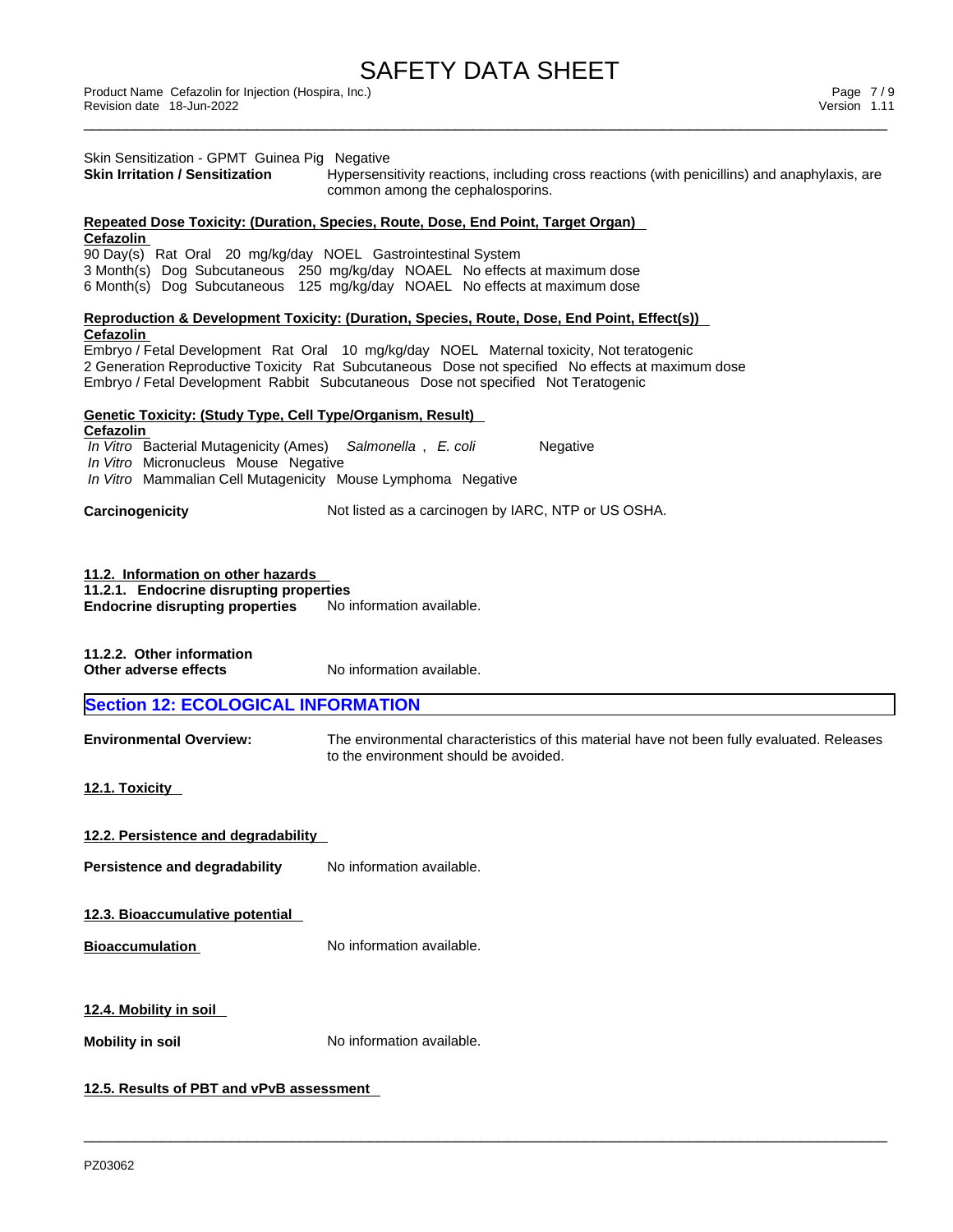Skin Sensitization - GPMT Guinea Pig Negative

**Skin Irritation / Sensitization** Hypersensitivity reactions, including cross reactions (with penicillins) and anaphylaxis, are common among the cephalosporins.

**Repeated Dose Toxicity: (Duration, Species, Route, Dose, End Point, Target Organ)**

**Cefazolin**

90 Day(s) Rat Oral 20 mg/kg/day NOEL Gastrointestinal System
3 Month(s) Dog Subcutaneous 250 mg/kg/day NOAEL No effects at maximum dose
6 Month(s) Dog Subcutaneous 125 mg/kg/day NOAEL No effects at maximum dose

**Reproduction & Development Toxicity: (Duration, Species, Route, Dose, End Point, Effect(s))**

**Cefazolin**

Embryo / Fetal Development Rat Oral 10 mg/kg/day NOEL Maternal toxicity, Not teratogenic
2 Generation Reproductive Toxicity Rat Subcutaneous Dose not specified No effects at maximum dose
Embryo / Fetal Development Rabbit Subcutaneous Dose not specified Not Teratogenic

**Genetic Toxicity: (Study Type, Cell Type/Organism, Result)**

**Cefazolin**

*In Vitro* Bacterial Mutagenicity (Ames) *Salmonella* , *E. coli* Negative
*In Vitro* Micronucleus Mouse Negative
*In Vitro* Mammalian Cell Mutagenicity Mouse Lymphoma Negative

**Carcinogenicity** Not listed as a carcinogen by IARC, NTP or US OSHA.

**11.2. Information on other hazards**

**11.2.1. Endocrine disrupting properties**

**Endocrine disrupting properties** No information available.

**11.2.2. Other information**

**Other adverse effects** No information available.

## Section 12: ECOLOGICAL INFORMATION

**Environmental Overview:** The environmental characteristics of this material have not been fully evaluated. Releases to the environment should be avoided.

**12.1. Toxicity**

**12.2. Persistence and degradability**

**Persistence and degradability** No information available.

**12.3. Bioaccumulative potential**

**Bioaccumulation** No information available.

**12.4. Mobility in soil**

**Mobility in soil** No information available.

**12.5. Results of PBT and vPvB assessment**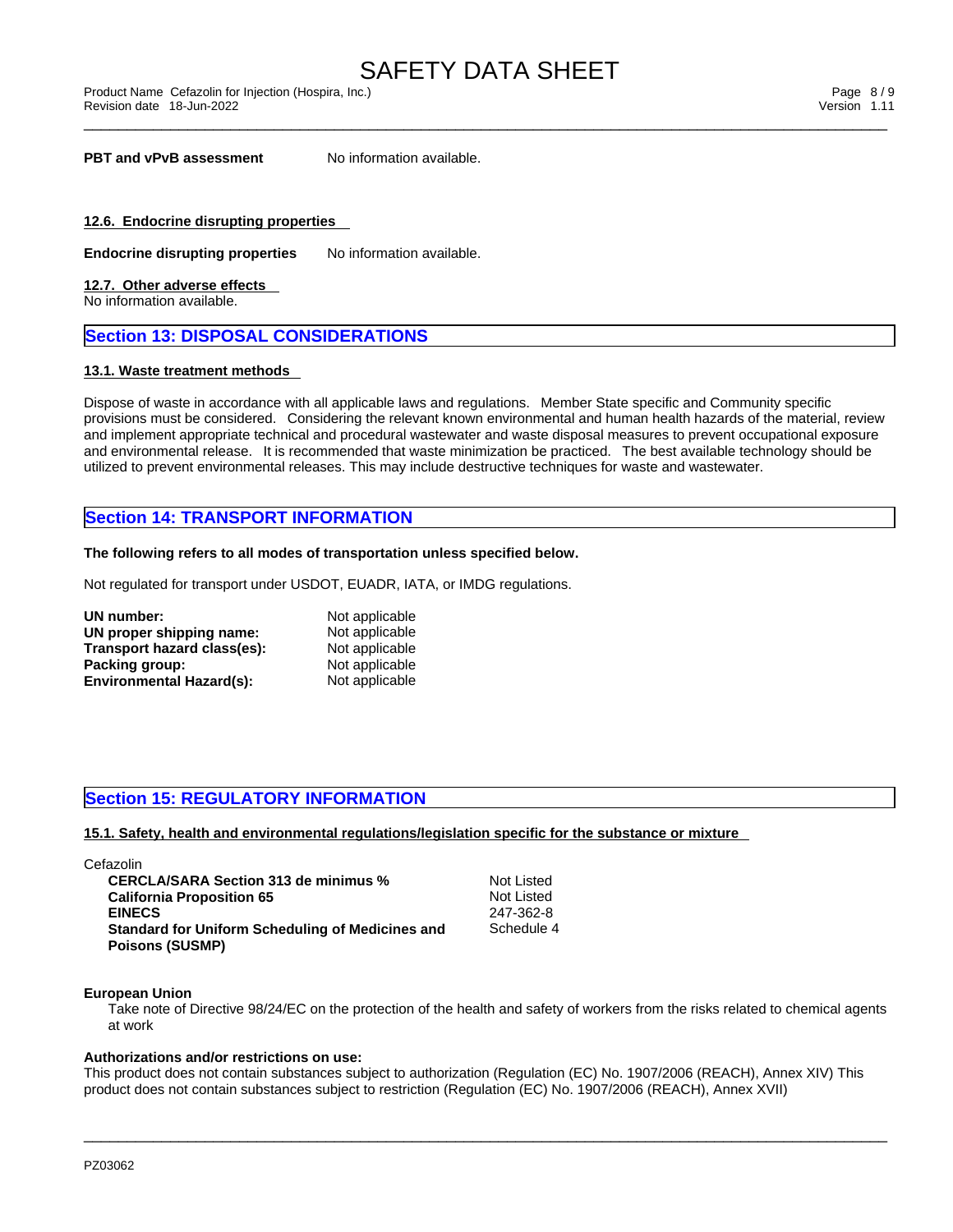**PBT and vPvB assessment** No information available.

### 12.6. Endocrine disrupting properties

**Endocrine disrupting properties** No information available.

### 12.7. Other adverse effects

No information available.

## Section 13: DISPOSAL CONSIDERATIONS

### 13.1. Waste treatment methods

Dispose of waste in accordance with all applicable laws and regulations. Member State specific and Community specific provisions must be considered. Considering the relevant known environmental and human health hazards of the material, review and implement appropriate technical and procedural wastewater and waste disposal measures to prevent occupational exposure and environmental release. It is recommended that waste minimization be practiced. The best available technology should be utilized to prevent environmental releases. This may include destructive techniques for waste and wastewater.

## Section 14: TRANSPORT INFORMATION

**The following refers to all modes of transportation unless specified below.**

Not regulated for transport under USDOT, EUADR, IATA, or IMDG regulations.

| | |
|---|---|
| **UN number:** | Not applicable |
| **UN proper shipping name:** | Not applicable |
| **Transport hazard class(es):** | Not applicable |
| **Packing group:** | Not applicable |
| **Environmental Hazard(s):** | Not applicable |

## Section 15: REGULATORY INFORMATION

### 15.1. Safety, health and environmental regulations/legislation specific for the substance or mixture

Cefazolin

| | |
|---|---|
| **CERCLA/SARA Section 313 de minimus %** | Not Listed |
| **California Proposition 65** | Not Listed |
| **EINECS** | 247-362-8 |
| **Standard for Uniform Scheduling of Medicines and Poisons (SUSMP)** | Schedule 4 |

**European Union**

Take note of Directive 98/24/EC on the protection of the health and safety of workers from the risks related to chemical agents at work

**Authorizations and/or restrictions on use:**

This product does not contain substances subject to authorization (Regulation (EC) No. 1907/2006 (REACH), Annex XIV) This product does not contain substances subject to restriction (Regulation (EC) No. 1907/2006 (REACH), Annex XVII)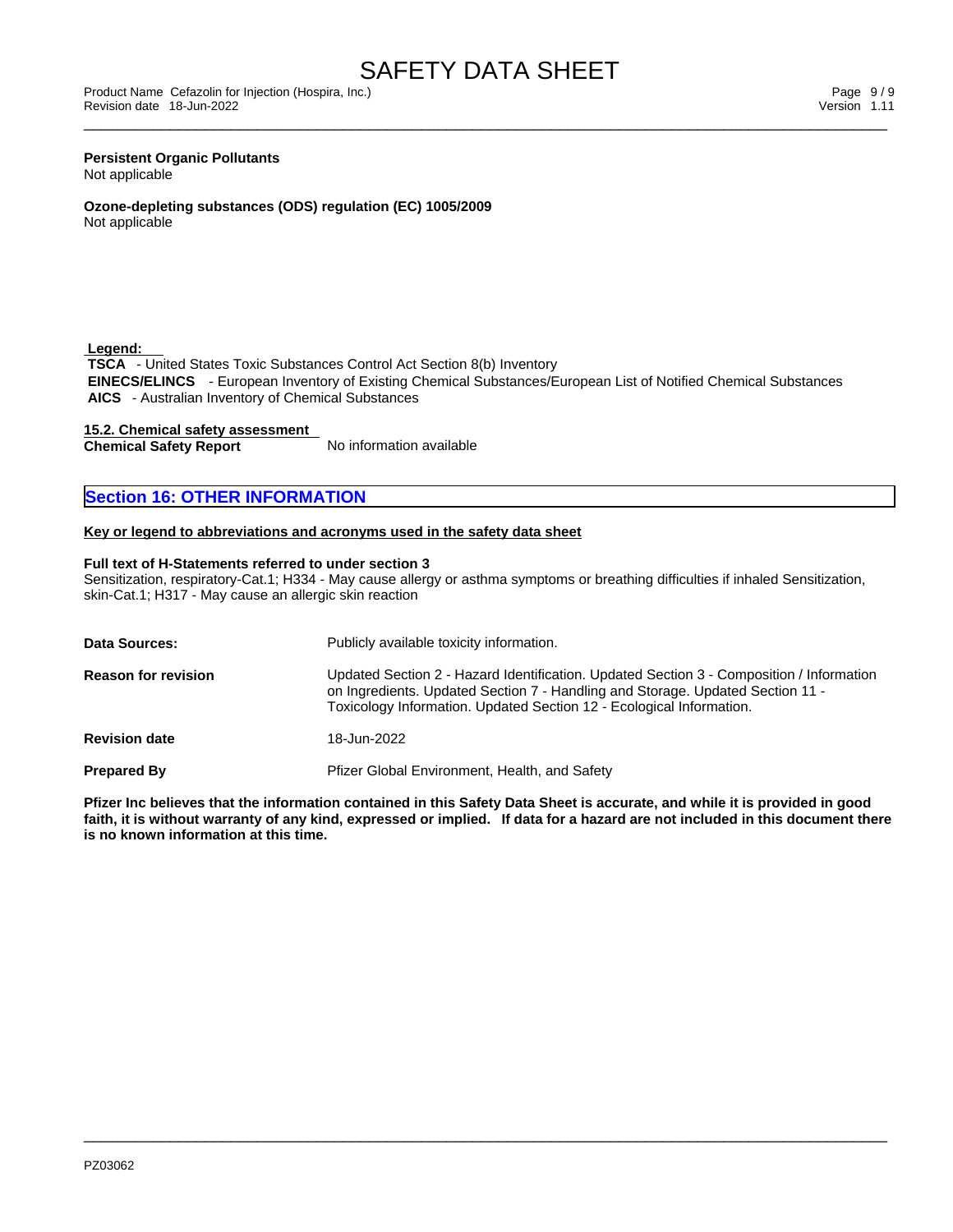**Persistent Organic Pollutants**
Not applicable

**Ozone-depleting substances (ODS) regulation (EC) 1005/2009**
Not applicable

**Legend:**
**TSCA** - United States Toxic Substances Control Act Section 8(b) Inventory
**EINECS/ELINCS** - European Inventory of Existing Chemical Substances/European List of Notified Chemical Substances
**AICS** - Australian Inventory of Chemical Substances

**15.2. Chemical safety assessment**

| | |
|---|---|
| **Chemical Safety Report** | No information available |

## Section 16: OTHER INFORMATION

**Key or legend to abbreviations and acronyms used in the safety data sheet**

**Full text of H-Statements referred to under section 3**
Sensitization, respiratory-Cat.1; H334 - May cause allergy or asthma symptoms or breathing difficulties if inhaled Sensitization, skin-Cat.1; H317 - May cause an allergic skin reaction

| | |
|---|---|
| **Data Sources:** | Publicly available toxicity information. |
| **Reason for revision** | Updated Section 2 - Hazard Identification. Updated Section 3 - Composition / Information on Ingredients. Updated Section 7 - Handling and Storage. Updated Section 11 - Toxicology Information. Updated Section 12 - Ecological Information. |
| **Revision date** | 18-Jun-2022 |
| **Prepared By** | Pfizer Global Environment, Health, and Safety |

**Pfizer Inc believes that the information contained in this Safety Data Sheet is accurate, and while it is provided in good faith, it is without warranty of any kind, expressed or implied. If data for a hazard are not included in this document there is no known information at this time.**

PZ03062